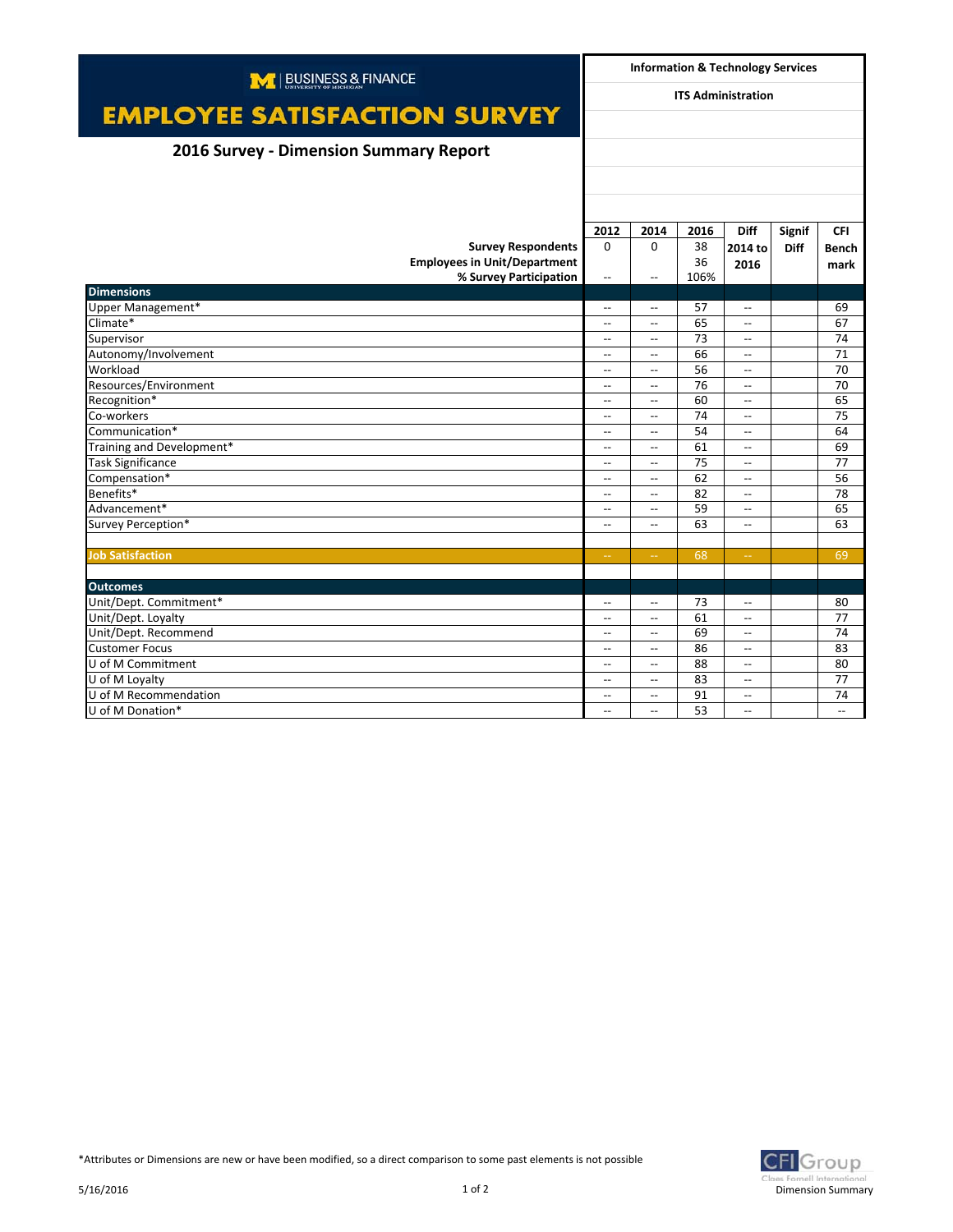BUSINESS & FINANCE — UNIVERSITY OF MICHIGAN

# EMPLOYEE SATISFACTION SURVEY

## 2016 Survey - Dimension Summary Report

**Information & Technology Services**

**ITS Administration**

| | 2012 | 2014 | 2016 | Diff 2014 to 2016 | Signif Diff | CFI Benchmark |
|---|---|---|---|---|---|---|
| **Survey Respondents** | 0 | 0 | 38 | | | |
| **Employees in Unit/Department** | | | 36 | | | |
| **% Survey Participation** | -- | -- | 106% | | | |
| **Dimensions** | | | | | | |
| Upper Management* | -- | -- | 57 | -- | | 69 |
| Climate* | -- | -- | 65 | -- | | 67 |
| Supervisor | -- | -- | 73 | -- | | 74 |
| Autonomy/Involvement | -- | -- | 66 | -- | | 71 |
| Workload | -- | -- | 56 | -- | | 70 |
| Resources/Environment | -- | -- | 76 | -- | | 70 |
| Recognition* | -- | -- | 60 | -- | | 65 |
| Co-workers | -- | -- | 74 | -- | | 75 |
| Communication* | -- | -- | 54 | -- | | 64 |
| Training and Development* | -- | -- | 61 | -- | | 69 |
| Task Significance | -- | -- | 75 | -- | | 77 |
| Compensation* | -- | -- | 62 | -- | | 56 |
| Benefits* | -- | -- | 82 | -- | | 78 |
| Advancement* | -- | -- | 59 | -- | | 65 |
| Survey Perception* | -- | -- | 63 | -- | | 63 |
| **Job Satisfaction** | -- | -- | 68 | -- | | 69 |
| **Outcomes** | | | | | | |
| Unit/Dept. Commitment* | -- | -- | 73 | -- | | 80 |
| Unit/Dept. Loyalty | -- | -- | 61 | -- | | 77 |
| Unit/Dept. Recommend | -- | -- | 69 | -- | | 74 |
| Customer Focus | -- | -- | 86 | -- | | 83 |
| U of M Commitment | -- | -- | 88 | -- | | 80 |
| U of M Loyalty | -- | -- | 83 | -- | | 77 |
| U of M Recommendation | -- | -- | 91 | -- | | 74 |
| U of M Donation* | -- | -- | 53 | -- | | -- |

*Attributes or Dimensions are new or have been modified, so a direct comparison to some past elements is not possible

5/16/2016

CFI Group — Claes Fornell International

Dimension Summary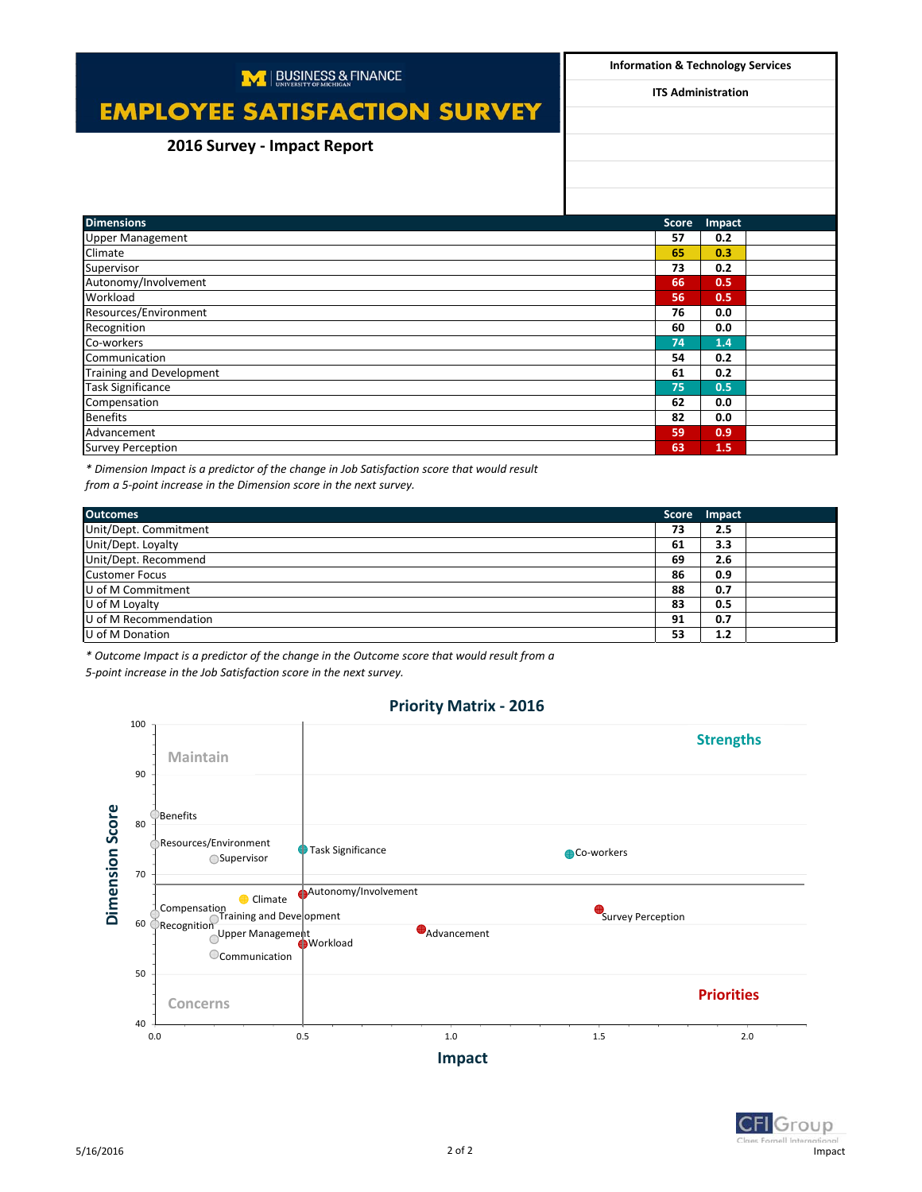# EMPLOYEE SATISFACTION SURVEY

BUSINESS & FINANCE — UNIVERSITY OF MICHIGAN

## 2016 Survey - Impact Report

**Information & Technology Services**

**ITS Administration**

| Dimensions | Score | Impact |
|---|---|---|
| Upper Management | 57 | 0.2 |
| Climate | 65 | 0.3 |
| Supervisor | 73 | 0.2 |
| Autonomy/Involvement | 66 | 0.5 |
| Workload | 56 | 0.5 |
| Resources/Environment | 76 | 0.0 |
| Recognition | 60 | 0.0 |
| Co-workers | 74 | 1.4 |
| Communication | 54 | 0.2 |
| Training and Development | 61 | 0.2 |
| Task Significance | 75 | 0.5 |
| Compensation | 62 | 0.0 |
| Benefits | 82 | 0.0 |
| Advancement | 59 | 0.9 |
| Survey Perception | 63 | 1.5 |

*\* Dimension Impact is a predictor of the change in Job Satisfaction score that would result from a 5-point increase in the Dimension score in the next survey.*

| Outcomes | Score | Impact |
|---|---|---|
| Unit/Dept. Commitment | 73 | 2.5 |
| Unit/Dept. Loyalty | 61 | 3.3 |
| Unit/Dept. Recommend | 69 | 2.6 |
| Customer Focus | 86 | 0.9 |
| U of M Commitment | 88 | 0.7 |
| U of M Loyalty | 83 | 0.5 |
| U of M Recommendation | 91 | 0.7 |
| U of M Donation | 53 | 1.2 |

*\* Outcome Impact is a predictor of the change in the Outcome score that would result from a 5-point increase in the Job Satisfaction score in the next survey.*

### Priority Matrix - 2016

Dimension Score
100
90
80
70
60
50
40

Impact
0.0
0.5
1.0
1.5
2.0

Maintain
Strengths
Concerns
Priorities

Benefits
Resources/Environment
Supervisor
Task Significance
Co-workers
Autonomy/Involvement
Climate
Compensation
Training and Development
Recognition
Upper Management
Workload
Communication
Advancement
Survey Perception

5/16/2016

CFI Group — Claes Fornell International

Impact